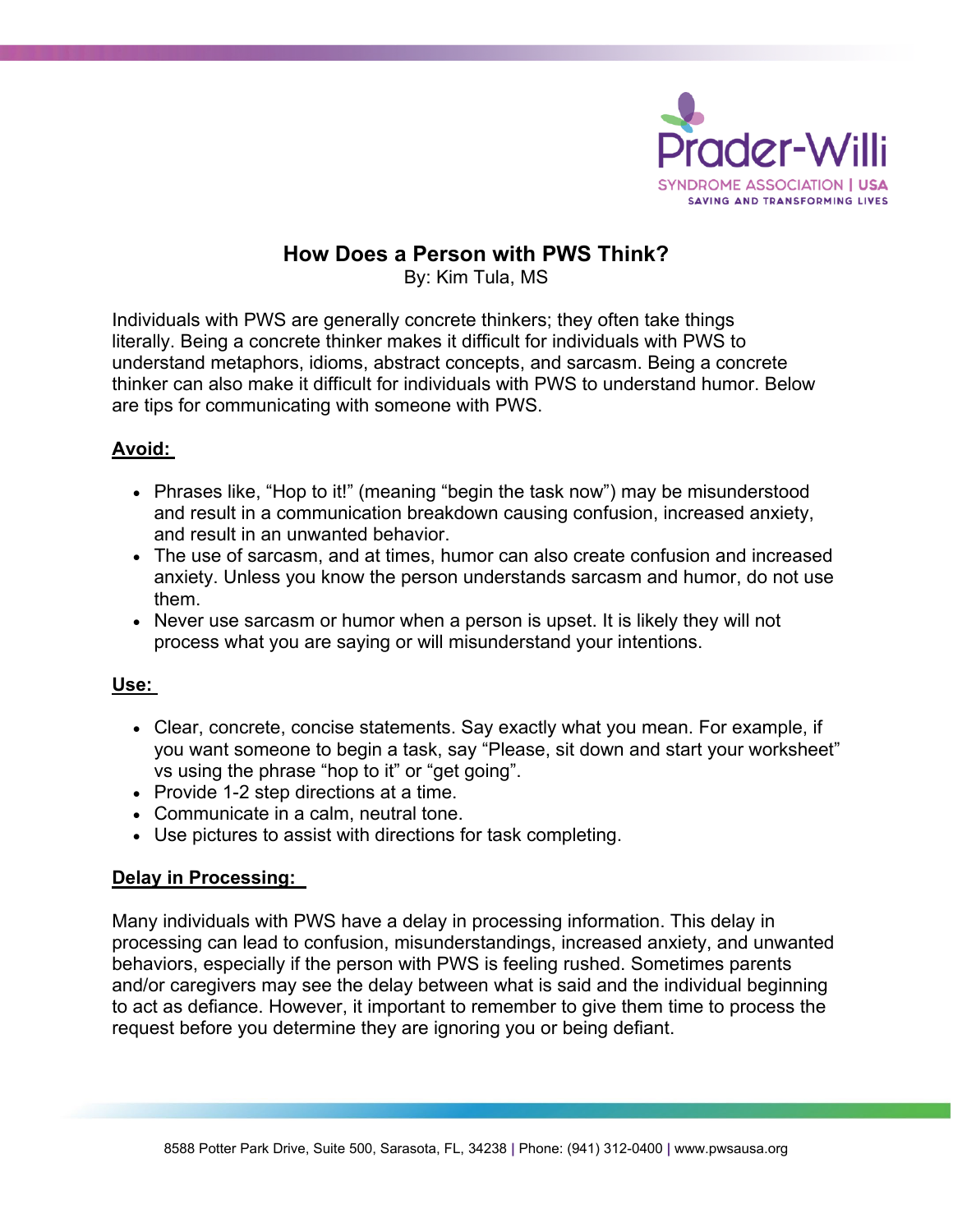# How Does a Person with PWS Think?

By: Kim Tula, MS

Individuals with PWS are generally concrete thinkers; they often take things literally. Being a concrete thinker makes it difficult for individuals with PWS to understand metaphors, idioms, abstract concepts, and sarcasm. Being a concrete thinker can also make it difficult for individuals with PWS to understand humor. Below are tips for communicating with someone with PWS.

## Avoid:

- Phrases like, “Hop to it!” (meaning “begin the task now”) may be misunderstood and result in a communication breakdown causing confusion, increased anxiety, and result in an unwanted behavior.
- The use of sarcasm, and at times, humor can also create confusion and increased anxiety. Unless you know the person understands sarcasm and humor, do not use them.
- Never use sarcasm or humor when a person is upset. It is likely they will not process what you are saying or will misunderstand your intentions.

## Use:

- Clear, concrete, concise statements. Say exactly what you mean. For example, if you want someone to begin a task, say “Please, sit down and start your worksheet” vs using the phrase “hop to it” or “get going”.
- Provide 1-2 step directions at a time.
- Communicate in a calm, neutral tone.
- Use pictures to assist with directions for task completing.

## Delay in Processing:

Many individuals with PWS have a delay in processing information. This delay in processing can lead to confusion, misunderstandings, increased anxiety, and unwanted behaviors, especially if the person with PWS is feeling rushed. Sometimes parents and/or caregivers may see the delay between what is said and the individual beginning to act as defiance. However, it important to remember to give them time to process the request before you determine they are ignoring you or being defiant.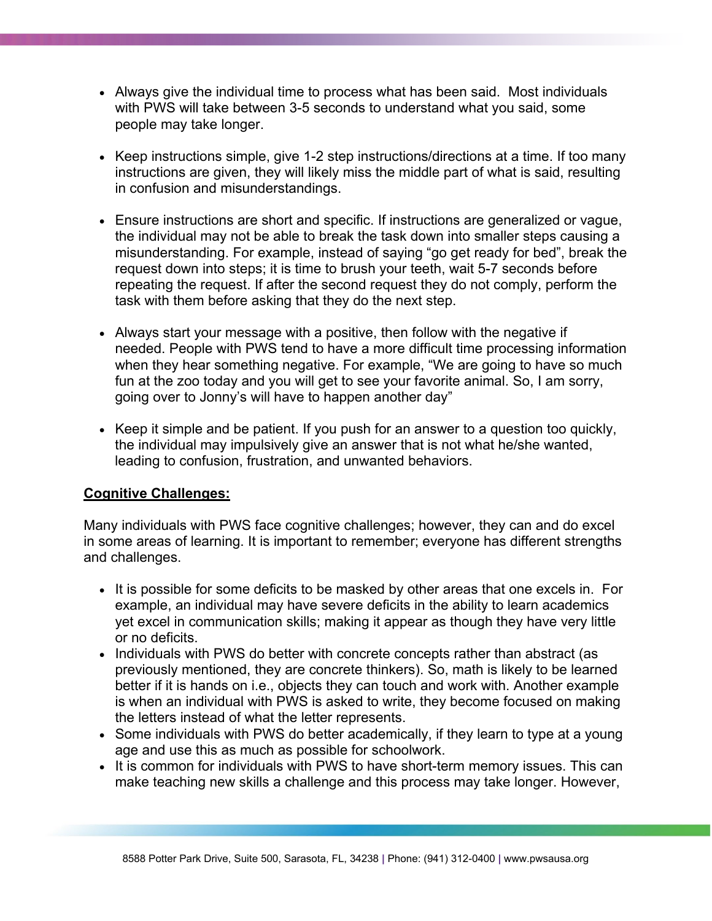- Always give the individual time to process what has been said. Most individuals with PWS will take between 3-5 seconds to understand what you said, some people may take longer.

- Keep instructions simple, give 1-2 step instructions/directions at a time. If too many instructions are given, they will likely miss the middle part of what is said, resulting in confusion and misunderstandings.

- Ensure instructions are short and specific. If instructions are generalized or vague, the individual may not be able to break the task down into smaller steps causing a misunderstanding. For example, instead of saying "go get ready for bed", break the request down into steps; it is time to brush your teeth, wait 5-7 seconds before repeating the request. If after the second request they do not comply, perform the task with them before asking that they do the next step.

- Always start your message with a positive, then follow with the negative if needed. People with PWS tend to have a more difficult time processing information when they hear something negative. For example, "We are going to have so much fun at the zoo today and you will get to see your favorite animal. So, I am sorry, going over to Jonny's will have to happen another day"

- Keep it simple and be patient. If you push for an answer to a question too quickly, the individual may impulsively give an answer that is not what he/she wanted, leading to confusion, frustration, and unwanted behaviors.

**Cognitive Challenges:**

Many individuals with PWS face cognitive challenges; however, they can and do excel in some areas of learning. It is important to remember; everyone has different strengths and challenges.

- It is possible for some deficits to be masked by other areas that one excels in. For example, an individual may have severe deficits in the ability to learn academics yet excel in communication skills; making it appear as though they have very little or no deficits.
- Individuals with PWS do better with concrete concepts rather than abstract (as previously mentioned, they are concrete thinkers). So, math is likely to be learned better if it is hands on i.e., objects they can touch and work with. Another example is when an individual with PWS is asked to write, they become focused on making the letters instead of what the letter represents.
- Some individuals with PWS do better academically, if they learn to type at a young age and use this as much as possible for schoolwork.
- It is common for individuals with PWS to have short-term memory issues. This can make teaching new skills a challenge and this process may take longer. However,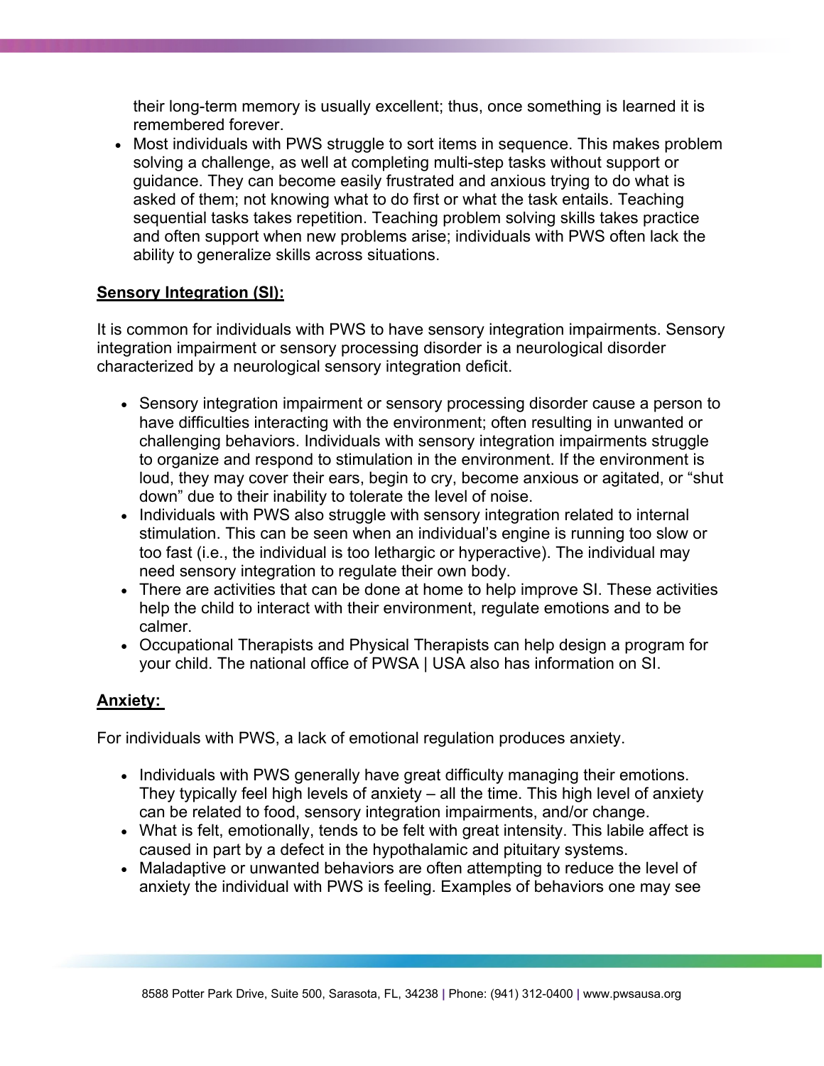their long-term memory is usually excellent; thus, once something is learned it is remembered forever.

- Most individuals with PWS struggle to sort items in sequence. This makes problem solving a challenge, as well at completing multi-step tasks without support or guidance. They can become easily frustrated and anxious trying to do what is asked of them; not knowing what to do first or what the task entails. Teaching sequential tasks takes repetition. Teaching problem solving skills takes practice and often support when new problems arise; individuals with PWS often lack the ability to generalize skills across situations.

## Sensory Integration (SI):

It is common for individuals with PWS to have sensory integration impairments. Sensory integration impairment or sensory processing disorder is a neurological disorder characterized by a neurological sensory integration deficit.

- Sensory integration impairment or sensory processing disorder cause a person to have difficulties interacting with the environment; often resulting in unwanted or challenging behaviors. Individuals with sensory integration impairments struggle to organize and respond to stimulation in the environment. If the environment is loud, they may cover their ears, begin to cry, become anxious or agitated, or "shut down" due to their inability to tolerate the level of noise.
- Individuals with PWS also struggle with sensory integration related to internal stimulation. This can be seen when an individual's engine is running too slow or too fast (i.e., the individual is too lethargic or hyperactive). The individual may need sensory integration to regulate their own body.
- There are activities that can be done at home to help improve SI. These activities help the child to interact with their environment, regulate emotions and to be calmer.
- Occupational Therapists and Physical Therapists can help design a program for your child. The national office of PWSA | USA also has information on SI.

## Anxiety:

For individuals with PWS, a lack of emotional regulation produces anxiety.

- Individuals with PWS generally have great difficulty managing their emotions. They typically feel high levels of anxiety – all the time. This high level of anxiety can be related to food, sensory integration impairments, and/or change.
- What is felt, emotionally, tends to be felt with great intensity. This labile affect is caused in part by a defect in the hypothalamic and pituitary systems.
- Maladaptive or unwanted behaviors are often attempting to reduce the level of anxiety the individual with PWS is feeling. Examples of behaviors one may see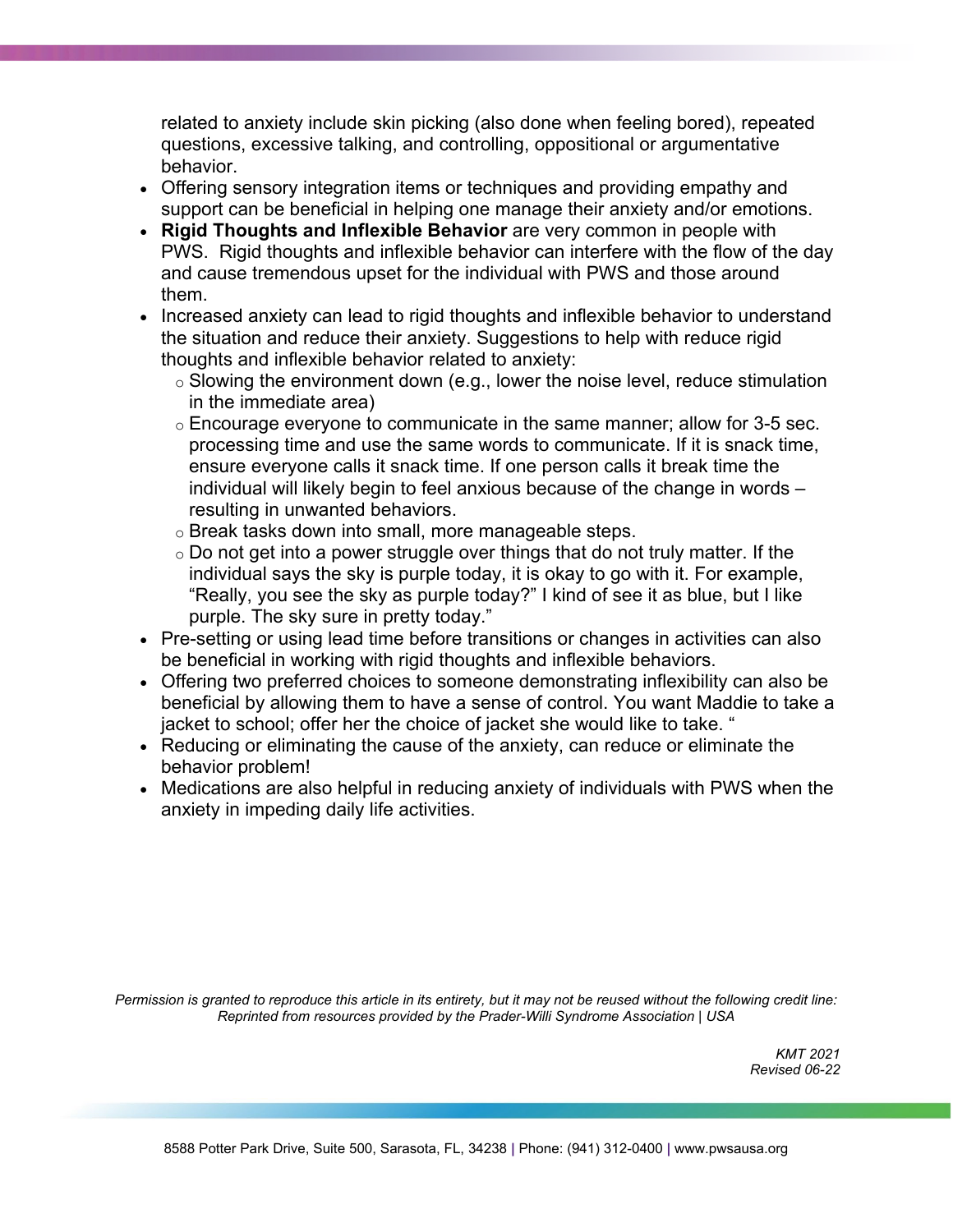related to anxiety include skin picking (also done when feeling bored), repeated questions, excessive talking, and controlling, oppositional or argumentative behavior.

- Offering sensory integration items or techniques and providing empathy and support can be beneficial in helping one manage their anxiety and/or emotions.
- **Rigid Thoughts and Inflexible Behavior** are very common in people with PWS. Rigid thoughts and inflexible behavior can interfere with the flow of the day and cause tremendous upset for the individual with PWS and those around them.
- Increased anxiety can lead to rigid thoughts and inflexible behavior to understand the situation and reduce their anxiety. Suggestions to help with reduce rigid thoughts and inflexible behavior related to anxiety:
  - Slowing the environment down (e.g., lower the noise level, reduce stimulation in the immediate area)
  - Encourage everyone to communicate in the same manner; allow for 3-5 sec. processing time and use the same words to communicate. If it is snack time, ensure everyone calls it snack time. If one person calls it break time the individual will likely begin to feel anxious because of the change in words – resulting in unwanted behaviors.
  - Break tasks down into small, more manageable steps.
  - Do not get into a power struggle over things that do not truly matter. If the individual says the sky is purple today, it is okay to go with it. For example, "Really, you see the sky as purple today?" I kind of see it as blue, but I like purple. The sky sure in pretty today."
- Pre-setting or using lead time before transitions or changes in activities can also be beneficial in working with rigid thoughts and inflexible behaviors.
- Offering two preferred choices to someone demonstrating inflexibility can also be beneficial by allowing them to have a sense of control. You want Maddie to take a jacket to school; offer her the choice of jacket she would like to take. "
- Reducing or eliminating the cause of the anxiety, can reduce or eliminate the behavior problem!
- Medications are also helpful in reducing anxiety of individuals with PWS when the anxiety in impeding daily life activities.

*Permission is granted to reproduce this article in its entirety, but it may not be reused without the following credit line: Reprinted from resources provided by the Prader-Willi Syndrome Association | USA*

*KMT 2021*
*Revised 06-22*

8588 Potter Park Drive, Suite 500, Sarasota, FL, 34238 | Phone: (941) 312-0400 | www.pwsausa.org